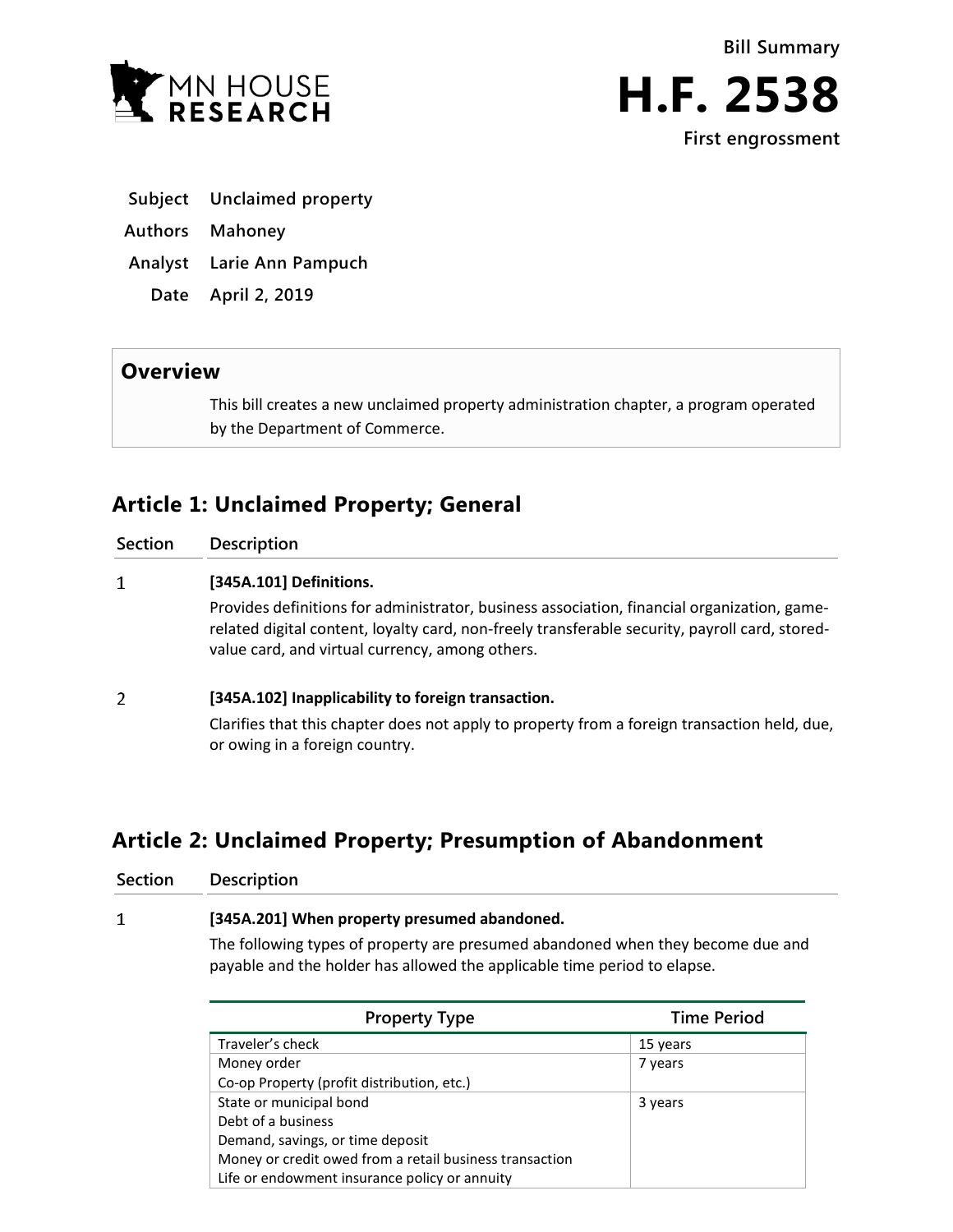Bill Summary

# H.F. 2538

First engrossment

**Subject** Unclaimed property

**Authors** Mahoney

**Analyst** Larie Ann Pampuch

**Date** April 2, 2019

## Overview

This bill creates a new unclaimed property administration chapter, a program operated by the Department of Commerce.

## Article 1: Unclaimed Property; General

| Section | Description |
|---|---|
| 1 | **[345A.101] Definitions.**<br>Provides definitions for administrator, business association, financial organization, game-related digital content, loyalty card, non-freely transferable security, payroll card, stored-value card, and virtual currency, among others. |
| 2 | **[345A.102] Inapplicability to foreign transaction.**<br>Clarifies that this chapter does not apply to property from a foreign transaction held, due, or owing in a foreign country. |

## Article 2: Unclaimed Property; Presumption of Abandonment

| Section | Description |
|---|---|
| 1 | **[345A.201] When property presumed abandoned.**<br>The following types of property are presumed abandoned when they become due and payable and the holder has allowed the applicable time period to elapse. |

| Property Type | Time Period |
|---|---|
| Traveler's check | 15 years |
| Money order<br>Co-op Property (profit distribution, etc.) | 7 years |
| State or municipal bond<br>Debt of a business<br>Demand, savings, or time deposit<br>Money or credit owed from a retail business transaction<br>Life or endowment insurance policy or annuity | 3 years |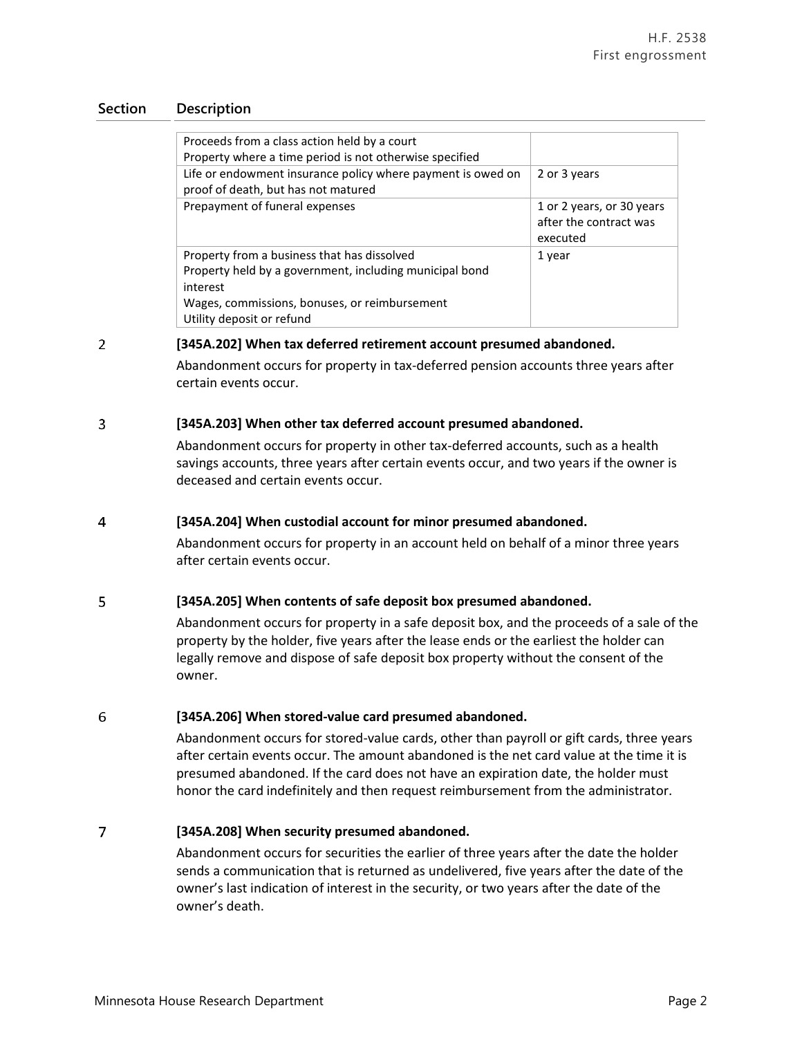| Section | Description |
|---|---|

| | |
|---|---|
| Proceeds from a class action held by a court<br>Property where a time period is not otherwise specified | |
| Life or endowment insurance policy where payment is owed on proof of death, but has not matured | 2 or 3 years |
| Prepayment of funeral expenses | 1 or 2 years, or 30 years after the contract was executed |
| Property from a business that has dissolved<br>Property held by a government, including municipal bond interest<br>Wages, commissions, bonuses, or reimbursement<br>Utility deposit or refund | 1 year |

2 **[345A.202] When tax deferred retirement account presumed abandoned.**

Abandonment occurs for property in tax-deferred pension accounts three years after certain events occur.

3 **[345A.203] When other tax deferred account presumed abandoned.**

Abandonment occurs for property in other tax-deferred accounts, such as a health savings accounts, three years after certain events occur, and two years if the owner is deceased and certain events occur.

4 **[345A.204] When custodial account for minor presumed abandoned.**

Abandonment occurs for property in an account held on behalf of a minor three years after certain events occur.

5 **[345A.205] When contents of safe deposit box presumed abandoned.**

Abandonment occurs for property in a safe deposit box, and the proceeds of a sale of the property by the holder, five years after the lease ends or the earliest the holder can legally remove and dispose of safe deposit box property without the consent of the owner.

6 **[345A.206] When stored-value card presumed abandoned.**

Abandonment occurs for stored-value cards, other than payroll or gift cards, three years after certain events occur. The amount abandoned is the net card value at the time it is presumed abandoned. If the card does not have an expiration date, the holder must honor the card indefinitely and then request reimbursement from the administrator.

7 **[345A.208] When security presumed abandoned.**

Abandonment occurs for securities the earlier of three years after the date the holder sends a communication that is returned as undelivered, five years after the date of the owner's last indication of interest in the security, or two years after the date of the owner's death.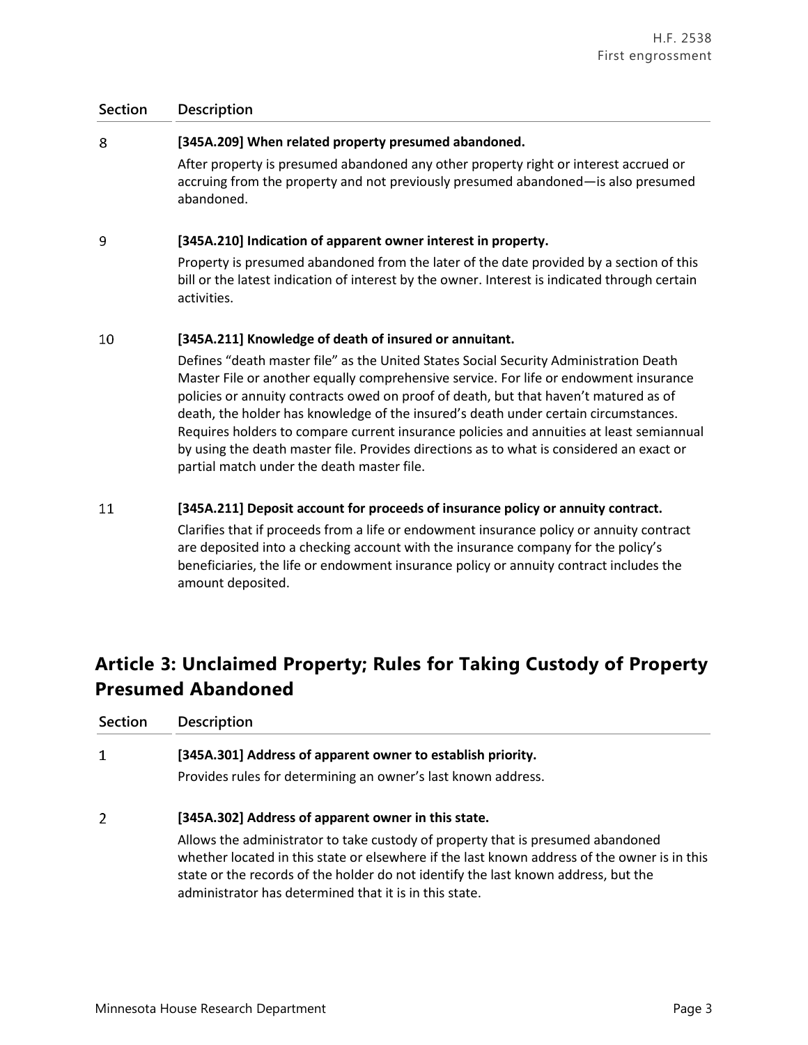| Section | Description |
| --- | --- |
| 8 | **[345A.209] When related property presumed abandoned.**<br>After property is presumed abandoned any other property right or interest accrued or accruing from the property and not previously presumed abandoned—is also presumed abandoned. |
| 9 | **[345A.210] Indication of apparent owner interest in property.**<br>Property is presumed abandoned from the later of the date provided by a section of this bill or the latest indication of interest by the owner. Interest is indicated through certain activities. |
| 10 | **[345A.211] Knowledge of death of insured or annuitant.**<br>Defines "death master file" as the United States Social Security Administration Death Master File or another equally comprehensive service. For life or endowment insurance policies or annuity contracts owed on proof of death, but that haven't matured as of death, the holder has knowledge of the insured's death under certain circumstances. Requires holders to compare current insurance policies and annuities at least semiannual by using the death master file. Provides directions as to what is considered an exact or partial match under the death master file. |
| 11 | **[345A.211] Deposit account for proceeds of insurance policy or annuity contract.**<br>Clarifies that if proceeds from a life or endowment insurance policy or annuity contract are deposited into a checking account with the insurance company for the policy's beneficiaries, the life or endowment insurance policy or annuity contract includes the amount deposited. |

## Article 3: Unclaimed Property; Rules for Taking Custody of Property Presumed Abandoned

| Section | Description |
| --- | --- |
| 1 | **[345A.301] Address of apparent owner to establish priority.**<br>Provides rules for determining an owner's last known address. |
| 2 | **[345A.302] Address of apparent owner in this state.**<br>Allows the administrator to take custody of property that is presumed abandoned whether located in this state or elsewhere if the last known address of the owner is in this state or the records of the holder do not identify the last known address, but the administrator has determined that it is in this state. |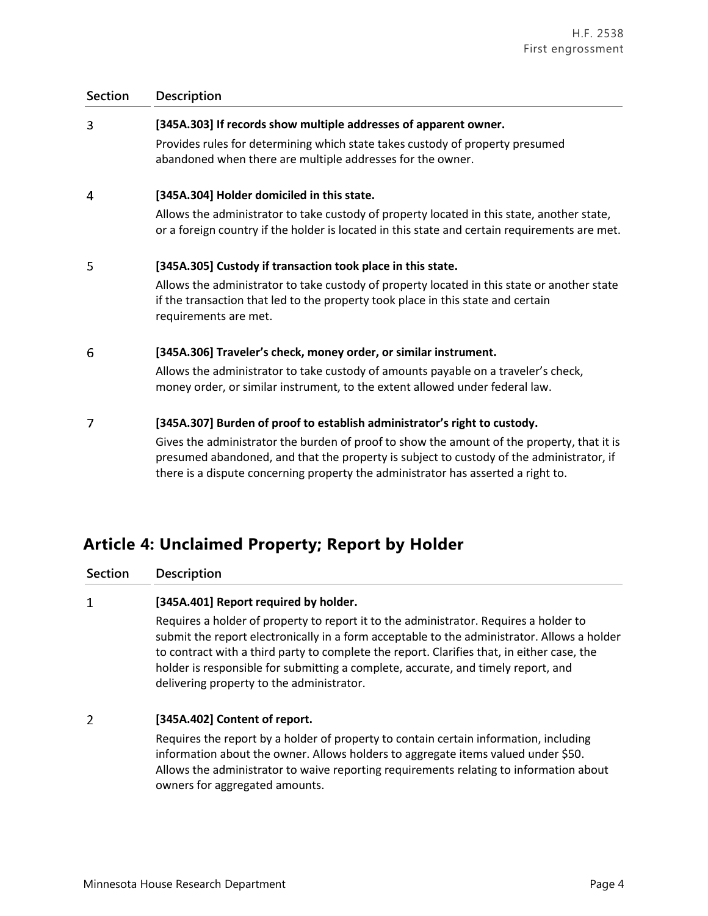| Section | Description |
| --- | --- |
| 3 | **[345A.303] If records show multiple addresses of apparent owner.**<br>Provides rules for determining which state takes custody of property presumed abandoned when there are multiple addresses for the owner. |
| 4 | **[345A.304] Holder domiciled in this state.**<br>Allows the administrator to take custody of property located in this state, another state, or a foreign country if the holder is located in this state and certain requirements are met. |
| 5 | **[345A.305] Custody if transaction took place in this state.**<br>Allows the administrator to take custody of property located in this state or another state if the transaction that led to the property took place in this state and certain requirements are met. |
| 6 | **[345A.306] Traveler's check, money order, or similar instrument.**<br>Allows the administrator to take custody of amounts payable on a traveler's check, money order, or similar instrument, to the extent allowed under federal law. |
| 7 | **[345A.307] Burden of proof to establish administrator's right to custody.**<br>Gives the administrator the burden of proof to show the amount of the property, that it is presumed abandoned, and that the property is subject to custody of the administrator, if there is a dispute concerning property the administrator has asserted a right to. |

## Article 4: Unclaimed Property; Report by Holder

| Section | Description |
| --- | --- |
| 1 | **[345A.401] Report required by holder.**<br>Requires a holder of property to report it to the administrator. Requires a holder to submit the report electronically in a form acceptable to the administrator. Allows a holder to contract with a third party to complete the report. Clarifies that, in either case, the holder is responsible for submitting a complete, accurate, and timely report, and delivering property to the administrator. |
| 2 | **[345A.402] Content of report.**<br>Requires the report by a holder of property to contain certain information, including information about the owner. Allows holders to aggregate items valued under $50. Allows the administrator to waive reporting requirements relating to information about owners for aggregated amounts. |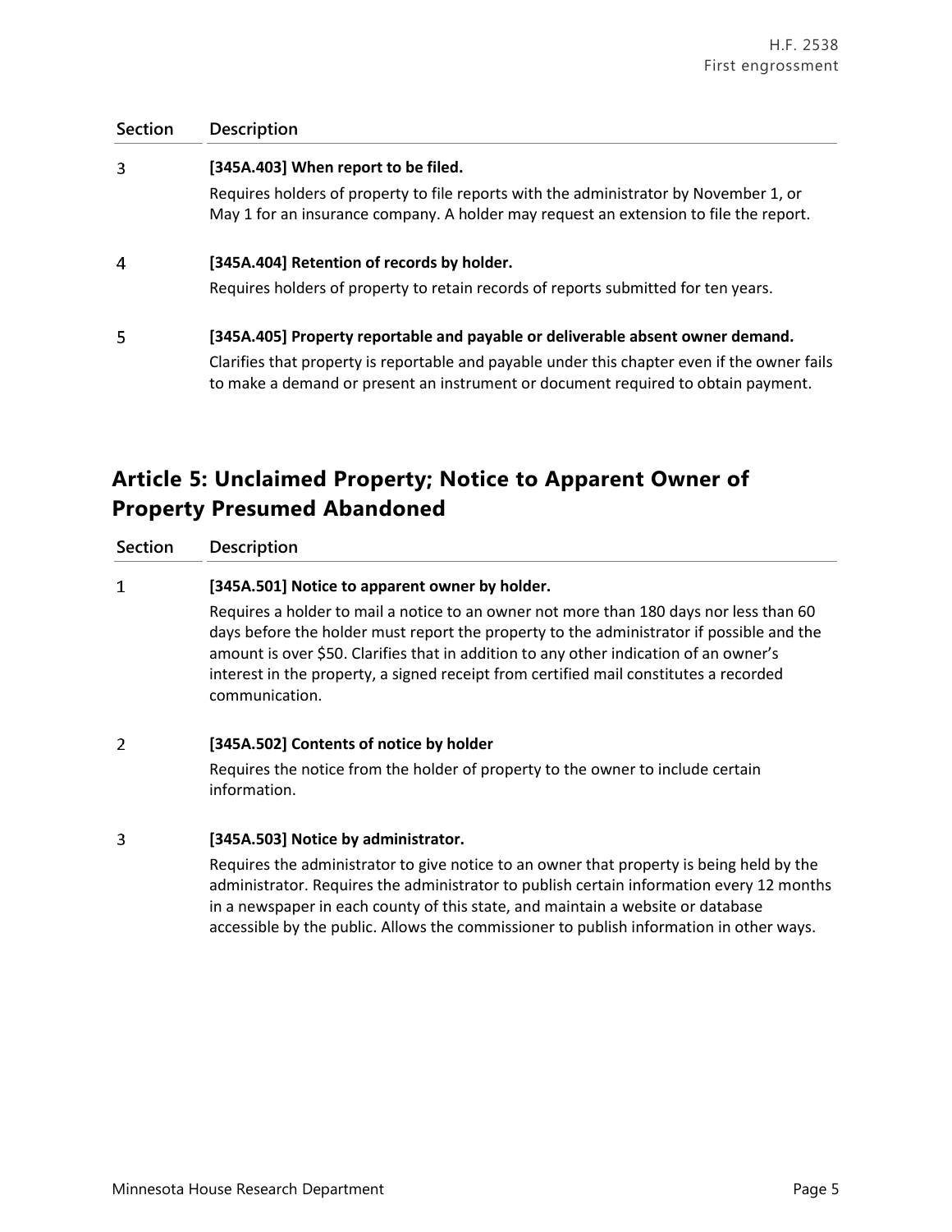| Section | Description |
|---|---|
| 3 | **[345A.403] When report to be filed.** Requires holders of property to file reports with the administrator by November 1, or May 1 for an insurance company. A holder may request an extension to file the report. |
| 4 | **[345A.404] Retention of records by holder.** Requires holders of property to retain records of reports submitted for ten years. |
| 5 | **[345A.405] Property reportable and payable or deliverable absent owner demand.** Clarifies that property is reportable and payable under this chapter even if the owner fails to make a demand or present an instrument or document required to obtain payment. |

## Article 5: Unclaimed Property; Notice to Apparent Owner of Property Presumed Abandoned

| Section | Description |
|---|---|
| 1 | **[345A.501] Notice to apparent owner by holder.** Requires a holder to mail a notice to an owner not more than 180 days nor less than 60 days before the holder must report the property to the administrator if possible and the amount is over $50. Clarifies that in addition to any other indication of an owner's interest in the property, a signed receipt from certified mail constitutes a recorded communication. |
| 2 | **[345A.502] Contents of notice by holder** Requires the notice from the holder of property to the owner to include certain information. |
| 3 | **[345A.503] Notice by administrator.** Requires the administrator to give notice to an owner that property is being held by the administrator. Requires the administrator to publish certain information every 12 months in a newspaper in each county of this state, and maintain a website or database accessible by the public. Allows the commissioner to publish information in other ways. |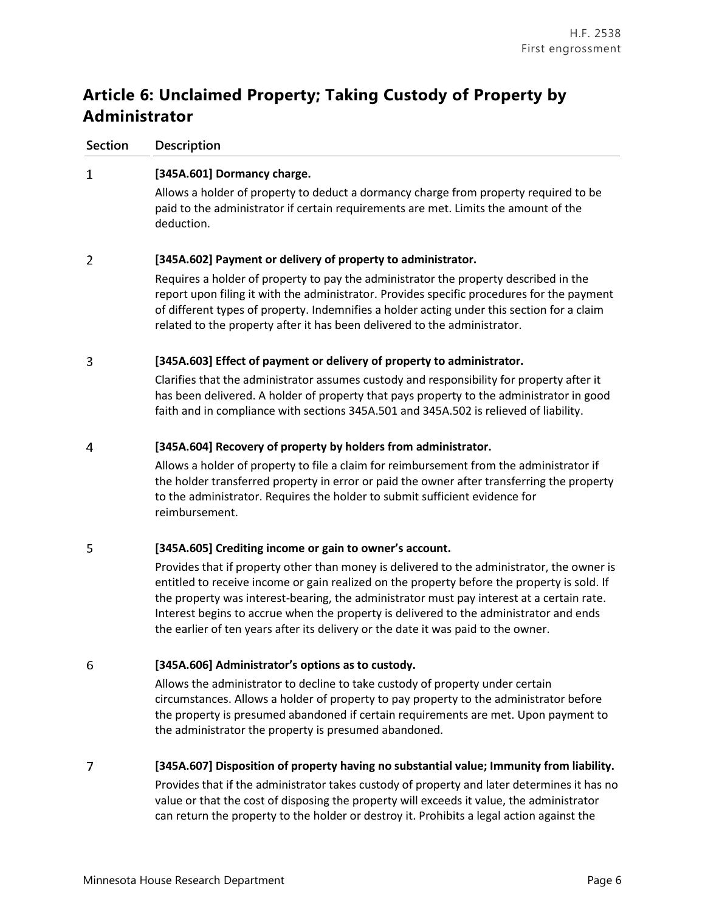## Article 6: Unclaimed Property; Taking Custody of Property by Administrator

| Section | Description |
|---|---|
| 1 | **[345A.601] Dormancy charge.** Allows a holder of property to deduct a dormancy charge from property required to be paid to the administrator if certain requirements are met. Limits the amount of the deduction. |
| 2 | **[345A.602] Payment or delivery of property to administrator.** Requires a holder of property to pay the administrator the property described in the report upon filing it with the administrator. Provides specific procedures for the payment of different types of property. Indemnifies a holder acting under this section for a claim related to the property after it has been delivered to the administrator. |
| 3 | **[345A.603] Effect of payment or delivery of property to administrator.** Clarifies that the administrator assumes custody and responsibility for property after it has been delivered. A holder of property that pays property to the administrator in good faith and in compliance with sections 345A.501 and 345A.502 is relieved of liability. |
| 4 | **[345A.604] Recovery of property by holders from administrator.** Allows a holder of property to file a claim for reimbursement from the administrator if the holder transferred property in error or paid the owner after transferring the property to the administrator. Requires the holder to submit sufficient evidence for reimbursement. |
| 5 | **[345A.605] Crediting income or gain to owner's account.** Provides that if property other than money is delivered to the administrator, the owner is entitled to receive income or gain realized on the property before the property is sold. If the property was interest-bearing, the administrator must pay interest at a certain rate. Interest begins to accrue when the property is delivered to the administrator and ends the earlier of ten years after its delivery or the date it was paid to the owner. |
| 6 | **[345A.606] Administrator's options as to custody.** Allows the administrator to decline to take custody of property under certain circumstances. Allows a holder of property to pay property to the administrator before the property is presumed abandoned if certain requirements are met. Upon payment to the administrator the property is presumed abandoned. |
| 7 | **[345A.607] Disposition of property having no substantial value; Immunity from liability.** Provides that if the administrator takes custody of property and later determines it has no value or that the cost of disposing the property will exceeds it value, the administrator can return the property to the holder or destroy it. Prohibits a legal action against the |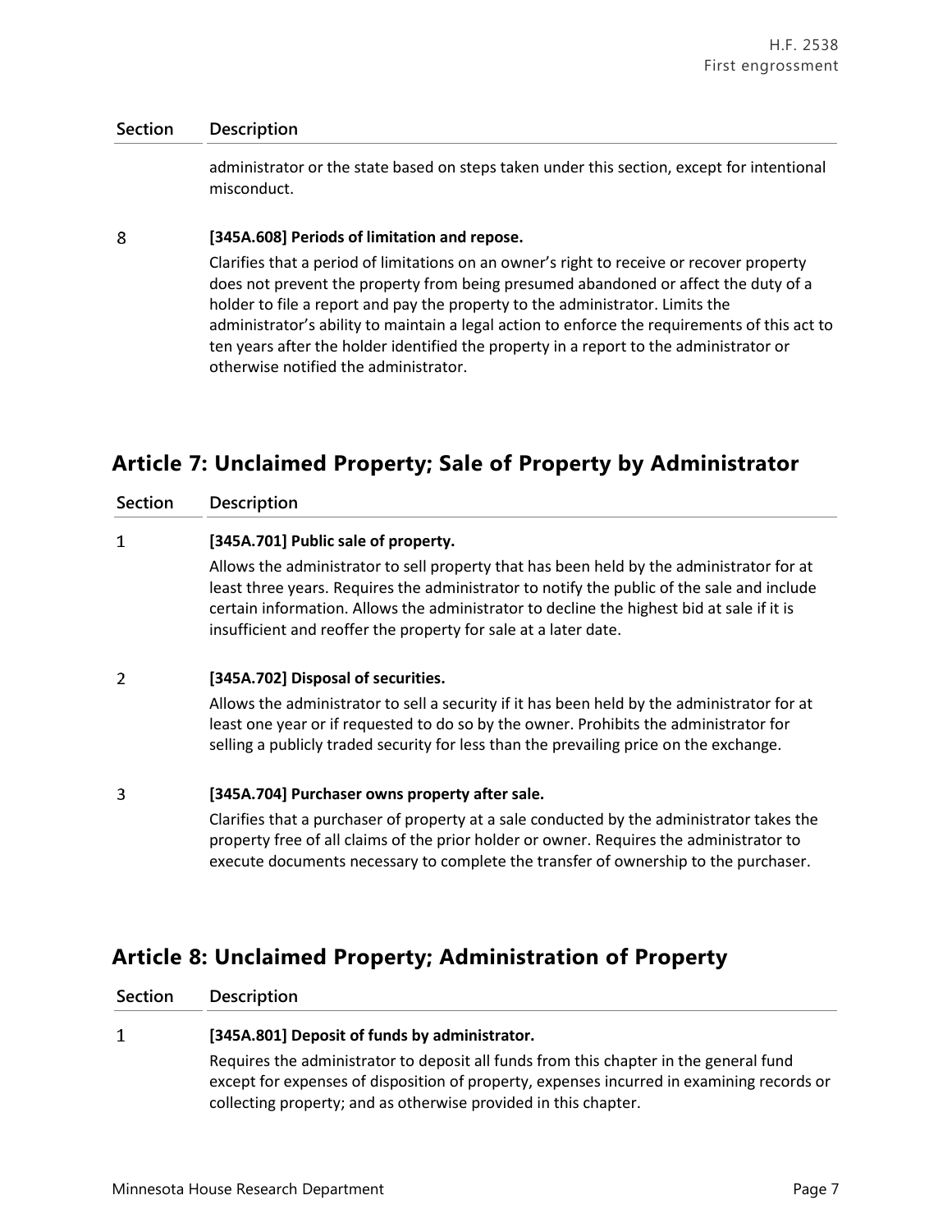| Section | Description |
|---|---|
| | administrator or the state based on steps taken under this section, except for intentional misconduct. |
| 8 | **[345A.608] Periods of limitation and repose.**<br>Clarifies that a period of limitations on an owner's right to receive or recover property does not prevent the property from being presumed abandoned or affect the duty of a holder to file a report and pay the property to the administrator. Limits the administrator's ability to maintain a legal action to enforce the requirements of this act to ten years after the holder identified the property in a report to the administrator or otherwise notified the administrator. |

## Article 7: Unclaimed Property; Sale of Property by Administrator

| Section | Description |
|---|---|
| 1 | **[345A.701] Public sale of property.**<br>Allows the administrator to sell property that has been held by the administrator for at least three years. Requires the administrator to notify the public of the sale and include certain information. Allows the administrator to decline the highest bid at sale if it is insufficient and reoffer the property for sale at a later date. |
| 2 | **[345A.702] Disposal of securities.**<br>Allows the administrator to sell a security if it has been held by the administrator for at least one year or if requested to do so by the owner. Prohibits the administrator for selling a publicly traded security for less than the prevailing price on the exchange. |
| 3 | **[345A.704] Purchaser owns property after sale.**<br>Clarifies that a purchaser of property at a sale conducted by the administrator takes the property free of all claims of the prior holder or owner. Requires the administrator to execute documents necessary to complete the transfer of ownership to the purchaser. |

## Article 8: Unclaimed Property; Administration of Property

| Section | Description |
|---|---|
| 1 | **[345A.801] Deposit of funds by administrator.**<br>Requires the administrator to deposit all funds from this chapter in the general fund except for expenses of disposition of property, expenses incurred in examining records or collecting property; and as otherwise provided in this chapter. |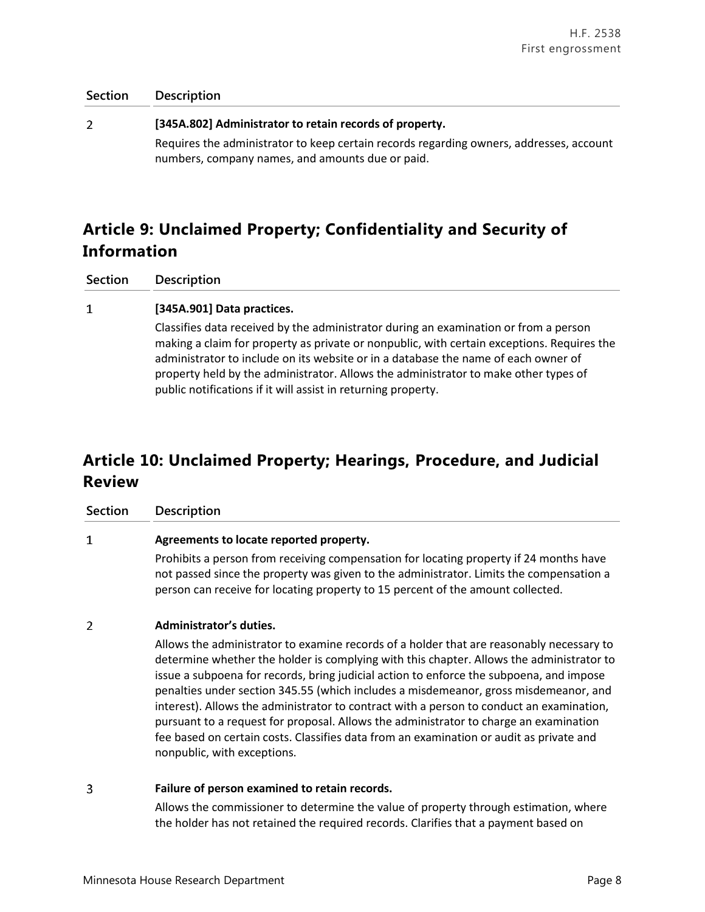| Section | Description |
|---|---|
| 2 | **[345A.802] Administrator to retain records of property.**<br>Requires the administrator to keep certain records regarding owners, addresses, account numbers, company names, and amounts due or paid. |

## Article 9: Unclaimed Property; Confidentiality and Security of Information

| Section | Description |
|---|---|
| 1 | **[345A.901] Data practices.**<br>Classifies data received by the administrator during an examination or from a person making a claim for property as private or nonpublic, with certain exceptions. Requires the administrator to include on its website or in a database the name of each owner of property held by the administrator. Allows the administrator to make other types of public notifications if it will assist in returning property. |

## Article 10: Unclaimed Property; Hearings, Procedure, and Judicial Review

| Section | Description |
|---|---|
| 1 | **Agreements to locate reported property.**<br>Prohibits a person from receiving compensation for locating property if 24 months have not passed since the property was given to the administrator. Limits the compensation a person can receive for locating property to 15 percent of the amount collected. |
| 2 | **Administrator's duties.**<br>Allows the administrator to examine records of a holder that are reasonably necessary to determine whether the holder is complying with this chapter. Allows the administrator to issue a subpoena for records, bring judicial action to enforce the subpoena, and impose penalties under section 345.55 (which includes a misdemeanor, gross misdemeanor, and interest). Allows the administrator to contract with a person to conduct an examination, pursuant to a request for proposal. Allows the administrator to charge an examination fee based on certain costs. Classifies data from an examination or audit as private and nonpublic, with exceptions. |
| 3 | **Failure of person examined to retain records.**<br>Allows the commissioner to determine the value of property through estimation, where the holder has not retained the required records. Clarifies that a payment based on |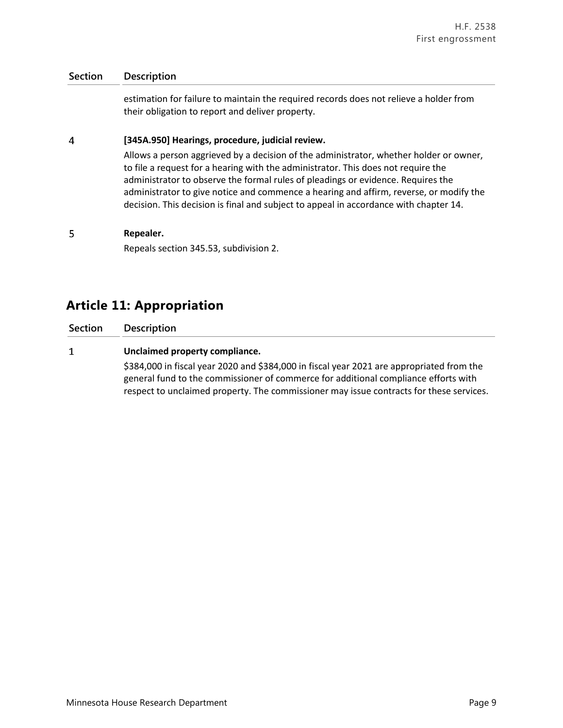| Section | Description |
|---|---|
| | estimation for failure to maintain the required records does not relieve a holder from their obligation to report and deliver property. |
| 4 | **[345A.950] Hearings, procedure, judicial review.**<br>Allows a person aggrieved by a decision of the administrator, whether holder or owner, to file a request for a hearing with the administrator. This does not require the administrator to observe the formal rules of pleadings or evidence. Requires the administrator to give notice and commence a hearing and affirm, reverse, or modify the decision. This decision is final and subject to appeal in accordance with chapter 14. |
| 5 | **Repealer.**<br>Repeals section 345.53, subdivision 2. |

## Article 11: Appropriation

| Section | Description |
|---|---|
| 1 | **Unclaimed property compliance.**<br>$384,000 in fiscal year 2020 and $384,000 in fiscal year 2021 are appropriated from the general fund to the commissioner of commerce for additional compliance efforts with respect to unclaimed property. The commissioner may issue contracts for these services. |